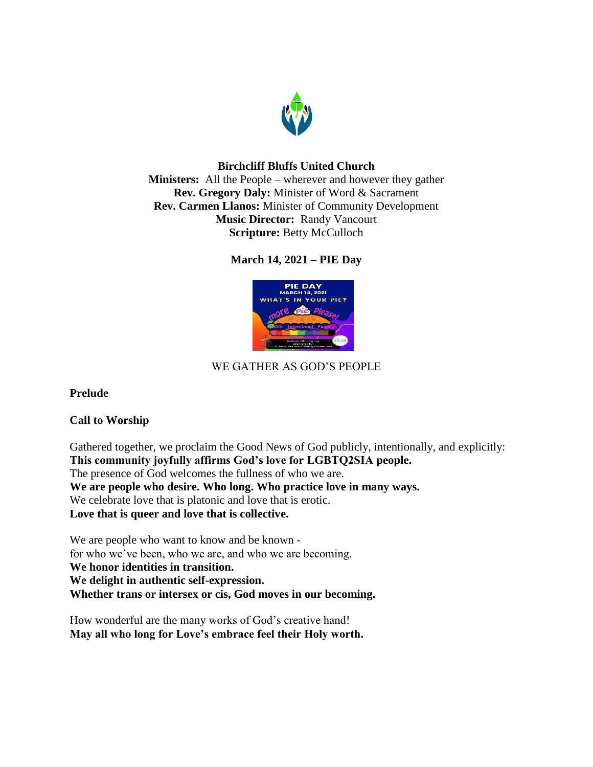**Birchcliff Bluffs United Church**
**Ministers:** All the People – wherever and however they gather
**Rev. Gregory Daly:** Minister of Word & Sacrament
**Rev. Carmen Llanos:** Minister of Community Development
**Music Director:** Randy Vancourt
**Scripture:** Betty McCulloch

**March 14, 2021 – PIE Day**

WE GATHER AS GOD'S PEOPLE

**Prelude**

**Call to Worship**

Gathered together, we proclaim the Good News of God publicly, intentionally, and explicitly:
**This community joyfully affirms God's love for LGBTQ2SIA people.**
The presence of God welcomes the fullness of who we are.
**We are people who desire. Who long. Who practice love in many ways.**
We celebrate love that is platonic and love that is erotic.
**Love that is queer and love that is collective.**

We are people who want to know and be known -
for who we've been, who we are, and who we are becoming.
**We honor identities in transition.**
**We delight in authentic self-expression.**
**Whether trans or intersex or cis, God moves in our becoming.**

How wonderful are the many works of God's creative hand!
**May all who long for Love's embrace feel their Holy worth.**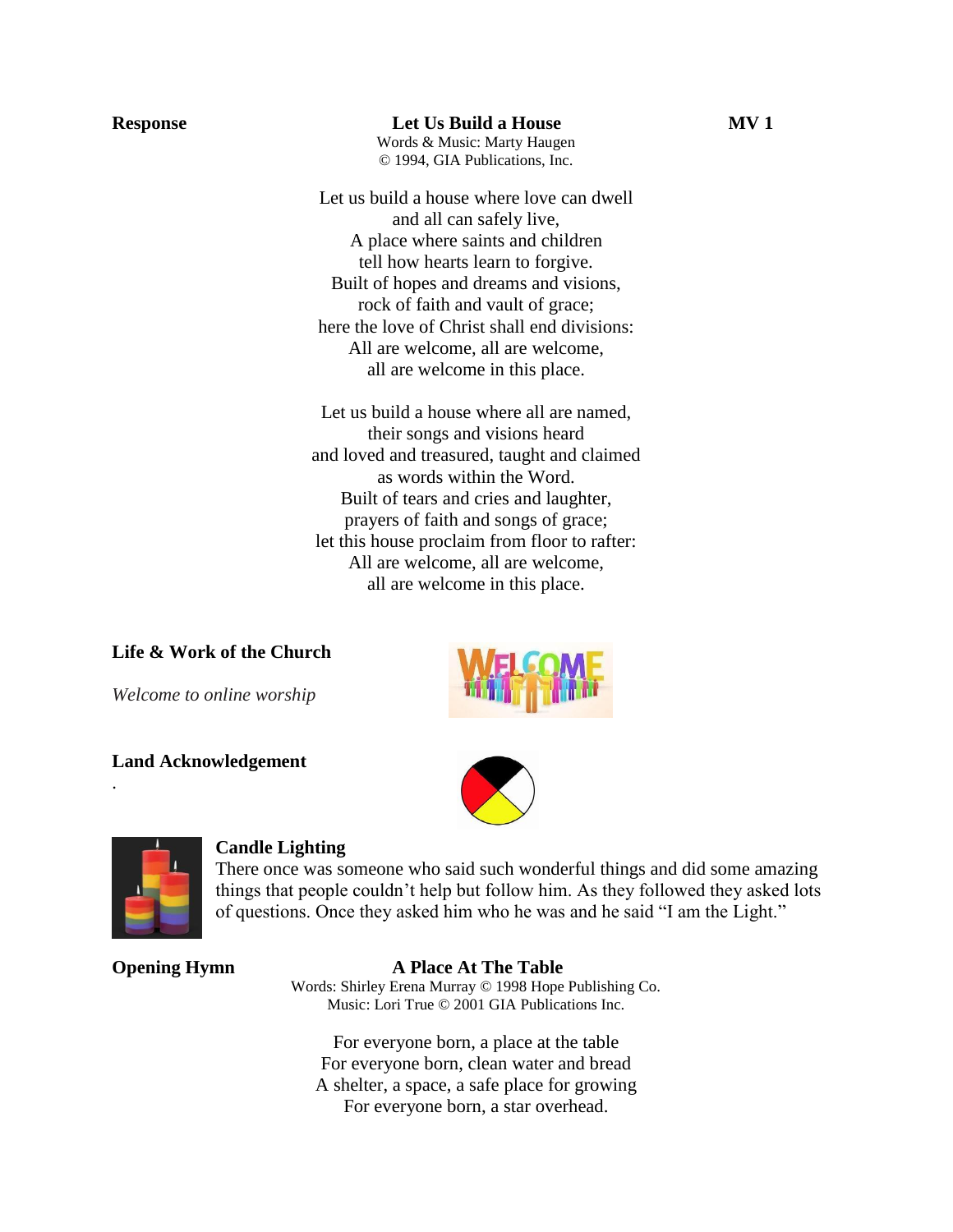**Response** **Let Us Build a House** **MV 1**

Words & Music: Marty Haugen
© 1994, GIA Publications, Inc.

Let us build a house where love can dwell
and all can safely live,
A place where saints and children
tell how hearts learn to forgive.
Built of hopes and dreams and visions,
rock of faith and vault of grace;
here the love of Christ shall end divisions:
All are welcome, all are welcome,
all are welcome in this place.

Let us build a house where all are named,
their songs and visions heard
and loved and treasured, taught and claimed
as words within the Word.
Built of tears and cries and laughter,
prayers of faith and songs of grace;
let this house proclaim from floor to rafter:
All are welcome, all are welcome,
all are welcome in this place.

**Life & Work of the Church**

*Welcome to online worship*

**Land Acknowledgement**

.

**Candle Lighting**

There once was someone who said such wonderful things and did some amazing things that people couldn't help but follow him. As they followed they asked lots of questions. Once they asked him who he was and he said "I am the Light."

**Opening Hymn** **A Place At The Table**

Words: Shirley Erena Murray © 1998 Hope Publishing Co.
Music: Lori True © 2001 GIA Publications Inc.

For everyone born, a place at the table
For everyone born, clean water and bread
A shelter, a space, a safe place for growing
For everyone born, a star overhead.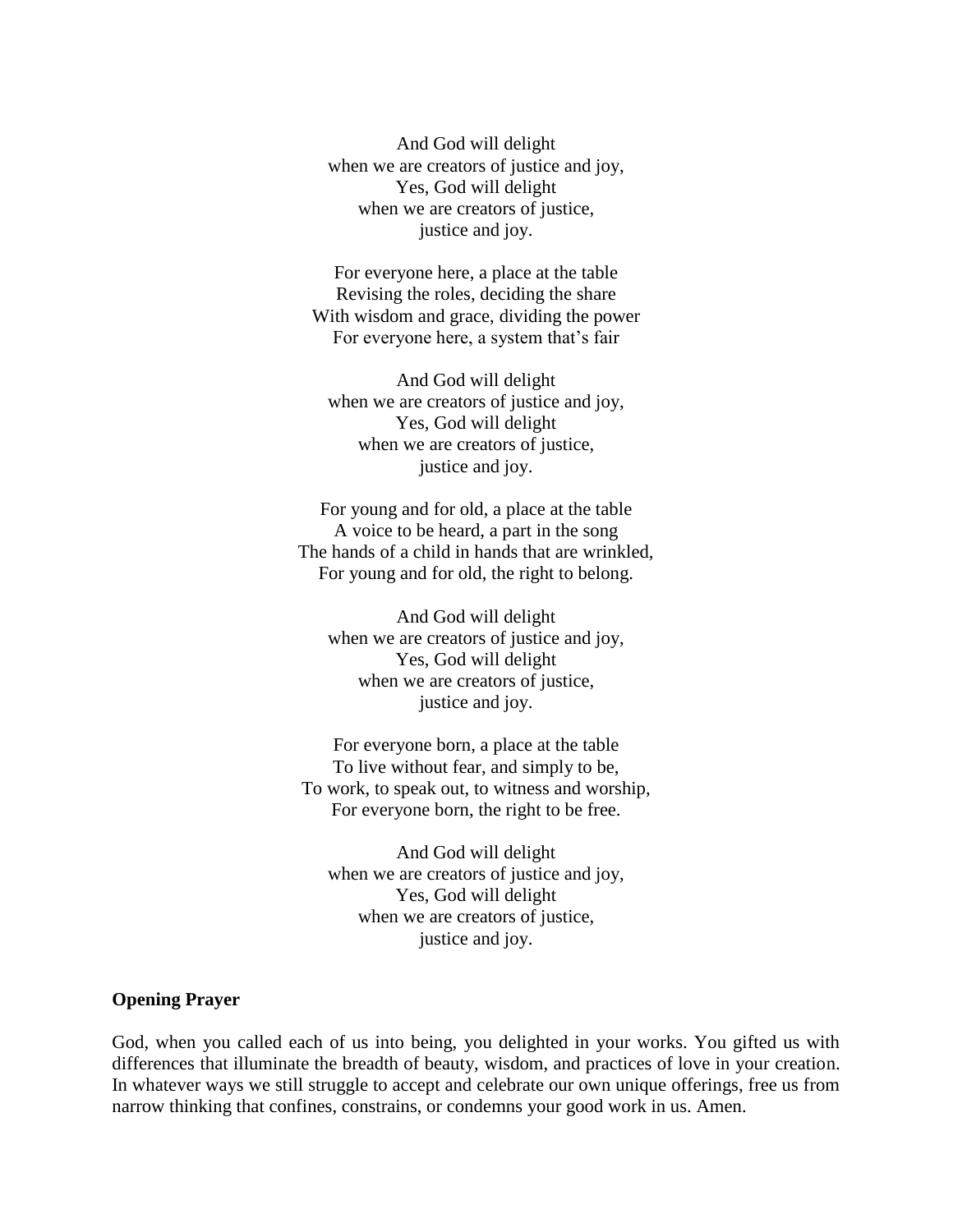And God will delight  
when we are creators of justice and joy,  
Yes, God will delight  
when we are creators of justice,  
justice and joy.

For everyone here, a place at the table  
Revising the roles, deciding the share  
With wisdom and grace, dividing the power  
For everyone here, a system that's fair

And God will delight  
when we are creators of justice and joy,  
Yes, God will delight  
when we are creators of justice,  
justice and joy.

For young and for old, a place at the table  
A voice to be heard, a part in the song  
The hands of a child in hands that are wrinkled,  
For young and for old, the right to belong.

And God will delight  
when we are creators of justice and joy,  
Yes, God will delight  
when we are creators of justice,  
justice and joy.

For everyone born, a place at the table  
To live without fear, and simply to be,  
To work, to speak out, to witness and worship,  
For everyone born, the right to be free.

And God will delight  
when we are creators of justice and joy,  
Yes, God will delight  
when we are creators of justice,  
justice and joy.

**Opening Prayer**

God, when you called each of us into being, you delighted in your works. You gifted us with differences that illuminate the breadth of beauty, wisdom, and practices of love in your creation. In whatever ways we still struggle to accept and celebrate our own unique offerings, free us from narrow thinking that confines, constrains, or condemns your good work in us. Amen.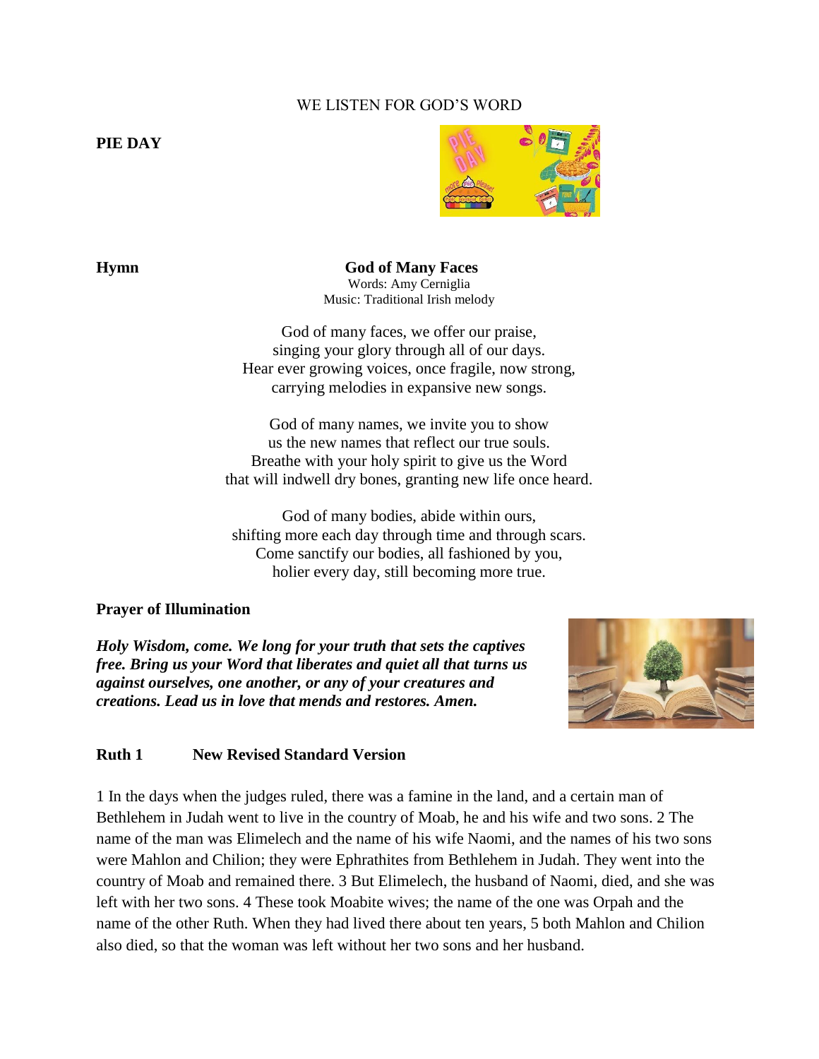WE LISTEN FOR GOD'S WORD

**PIE DAY**

**Hymn** **God of Many Faces**

Words: Amy Cerniglia
Music: Traditional Irish melody

God of many faces, we offer our praise,
singing your glory through all of our days.
Hear ever growing voices, once fragile, now strong,
carrying melodies in expansive new songs.

God of many names, we invite you to show
us the new names that reflect our true souls.
Breathe with your holy spirit to give us the Word
that will indwell dry bones, granting new life once heard.

God of many bodies, abide within ours,
shifting more each day through time and through scars.
Come sanctify our bodies, all fashioned by you,
holier every day, still becoming more true.

**Prayer of Illumination**

***Holy Wisdom, come. We long for your truth that sets the captives free. Bring us your Word that liberates and quiet all that turns us against ourselves, one another, or any of your creatures and creations. Lead us in love that mends and restores. Amen.***

**Ruth 1 New Revised Standard Version**

1 In the days when the judges ruled, there was a famine in the land, and a certain man of Bethlehem in Judah went to live in the country of Moab, he and his wife and two sons. 2 The name of the man was Elimelech and the name of his wife Naomi, and the names of his two sons were Mahlon and Chilion; they were Ephrathites from Bethlehem in Judah. They went into the country of Moab and remained there. 3 But Elimelech, the husband of Naomi, died, and she was left with her two sons. 4 These took Moabite wives; the name of the one was Orpah and the name of the other Ruth. When they had lived there about ten years, 5 both Mahlon and Chilion also died, so that the woman was left without her two sons and her husband.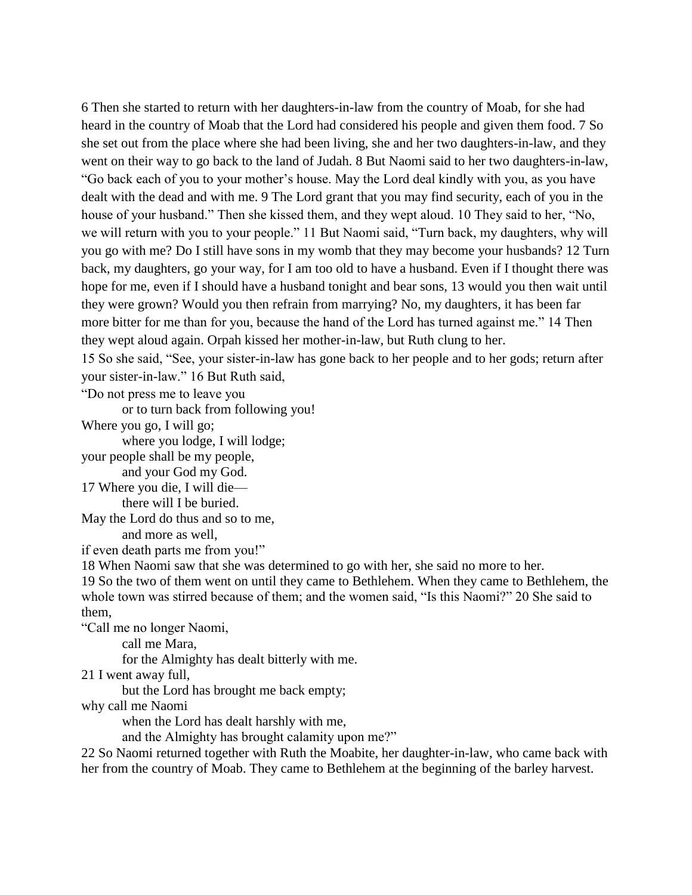6 Then she started to return with her daughters-in-law from the country of Moab, for she had heard in the country of Moab that the Lord had considered his people and given them food. 7 So she set out from the place where she had been living, she and her two daughters-in-law, and they went on their way to go back to the land of Judah. 8 But Naomi said to her two daughters-in-law, "Go back each of you to your mother's house. May the Lord deal kindly with you, as you have dealt with the dead and with me. 9 The Lord grant that you may find security, each of you in the house of your husband." Then she kissed them, and they wept aloud. 10 They said to her, "No, we will return with you to your people." 11 But Naomi said, "Turn back, my daughters, why will you go with me? Do I still have sons in my womb that they may become your husbands? 12 Turn back, my daughters, go your way, for I am too old to have a husband. Even if I thought there was hope for me, even if I should have a husband tonight and bear sons, 13 would you then wait until they were grown? Would you then refrain from marrying? No, my daughters, it has been far more bitter for me than for you, because the hand of the Lord has turned against me." 14 Then they wept aloud again. Orpah kissed her mother-in-law, but Ruth clung to her.

15 So she said, "See, your sister-in-law has gone back to her people and to her gods; return after your sister-in-law." 16 But Ruth said,

"Do not press me to leave you  
    or to turn back from following you!  
Where you go, I will go;  
    where you lodge, I will lodge;  
your people shall be my people,  
    and your God my God.  
17 Where you die, I will die—  
    there will I be buried.  
May the Lord do thus and so to me,  
    and more as well,  
if even death parts me from you!"

18 When Naomi saw that she was determined to go with her, she said no more to her.

19 So the two of them went on until they came to Bethlehem. When they came to Bethlehem, the whole town was stirred because of them; and the women said, "Is this Naomi?" 20 She said to them,

"Call me no longer Naomi,  
    call me Mara,  
    for the Almighty has dealt bitterly with me.  
21 I went away full,  
    but the Lord has brought me back empty;  
why call me Naomi  
    when the Lord has dealt harshly with me,  
    and the Almighty has brought calamity upon me?"

22 So Naomi returned together with Ruth the Moabite, her daughter-in-law, who came back with her from the country of Moab. They came to Bethlehem at the beginning of the barley harvest.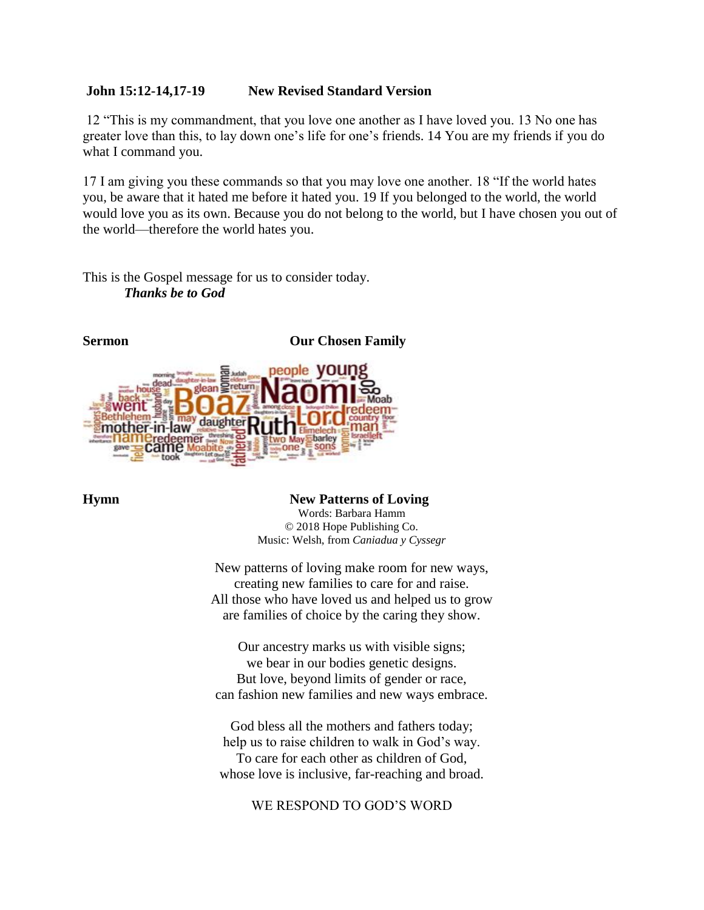**John 15:12-14,17-19 New Revised Standard Version**

12 "This is my commandment, that you love one another as I have loved you. 13 No one has greater love than this, to lay down one's life for one's friends. 14 You are my friends if you do what I command you.

17 I am giving you these commands so that you may love one another. 18 "If the world hates you, be aware that it hated me before it hated you. 19 If you belonged to the world, the world would love you as its own. Because you do not belong to the world, but I have chosen you out of the world—therefore the world hates you.

This is the Gospel message for us to consider today.

***Thanks be to God***

**Sermon** **Our Chosen Family**

**Hymn** **New Patterns of Loving**

Words: Barbara Hamm
© 2018 Hope Publishing Co.
Music: Welsh, from *Caniadua y Cyssegr*

New patterns of loving make room for new ways,
creating new families to care for and raise.
All those who have loved us and helped us to grow
are families of choice by the caring they show.

Our ancestry marks us with visible signs;
we bear in our bodies genetic designs.
But love, beyond limits of gender or race,
can fashion new families and new ways embrace.

God bless all the mothers and fathers today;
help us to raise children to walk in God's way.
To care for each other as children of God,
whose love is inclusive, far-reaching and broad.

WE RESPOND TO GOD'S WORD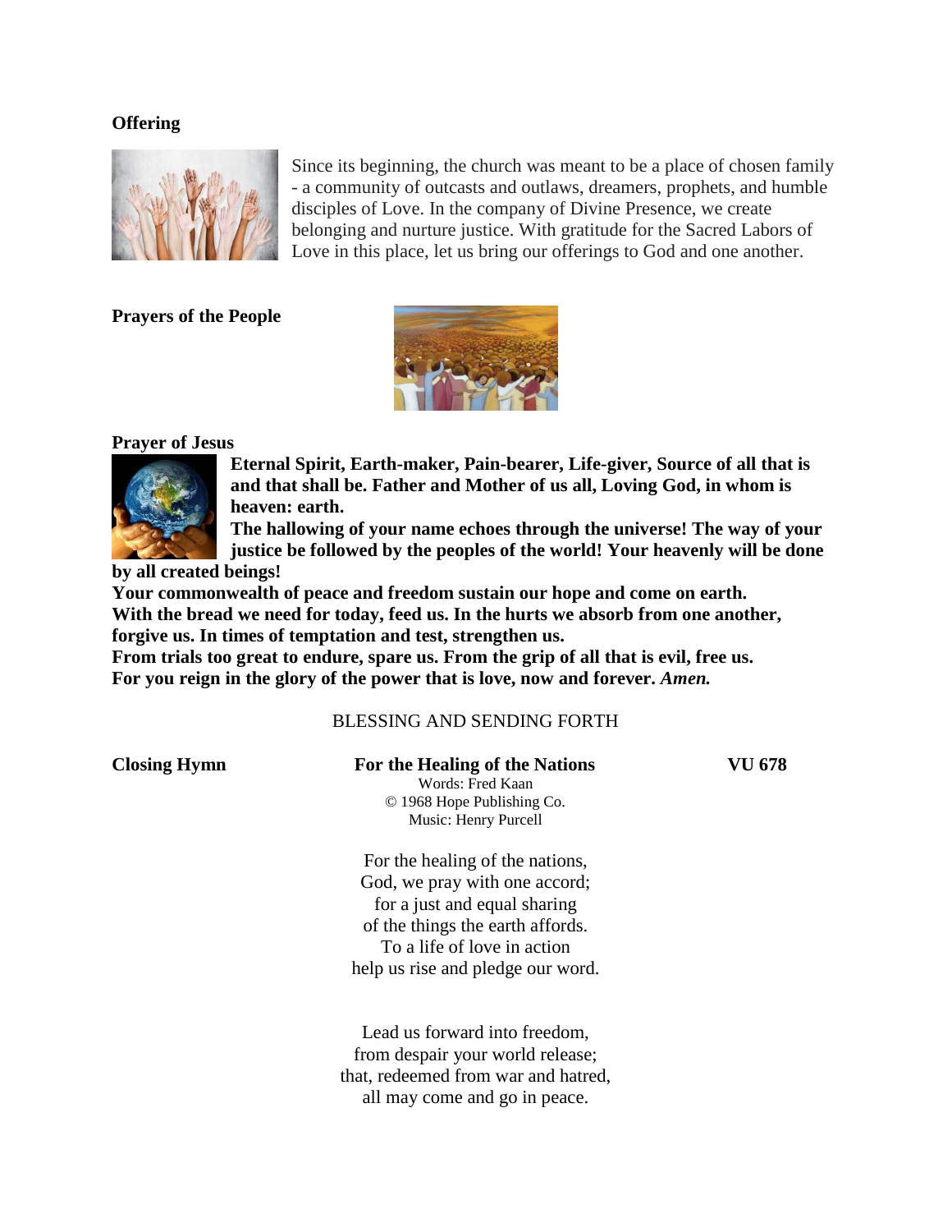**Offering**

Since its beginning, the church was meant to be a place of chosen family - a community of outcasts and outlaws, dreamers, prophets, and humble disciples of Love. In the company of Divine Presence, we create belonging and nurture justice. With gratitude for the Sacred Labors of Love in this place, let us bring our offerings to God and one another.

**Prayers of the People**

**Prayer of Jesus**

**Eternal Spirit, Earth-maker, Pain-bearer, Life-giver, Source of all that is and that shall be. Father and Mother of us all, Loving God, in whom is heaven: earth.**
**The hallowing of your name echoes through the universe! The way of your justice be followed by the peoples of the world! Your heavenly will be done by all created beings!**
**Your commonwealth of peace and freedom sustain our hope and come on earth.**
**With the bread we need for today, feed us. In the hurts we absorb from one another, forgive us. In times of temptation and test, strengthen us.**
**From trials too great to endure, spare us. From the grip of all that is evil, free us.**
**For you reign in the glory of the power that is love, now and forever. *Amen.***

BLESSING AND SENDING FORTH

**Closing Hymn** **For the Healing of the Nations** **VU 678**

Words: Fred Kaan
© 1968 Hope Publishing Co.
Music: Henry Purcell

For the healing of the nations,
God, we pray with one accord;
for a just and equal sharing
of the things the earth affords.
To a life of love in action
help us rise and pledge our word.

Lead us forward into freedom,
from despair your world release;
that, redeemed from war and hatred,
all may come and go in peace.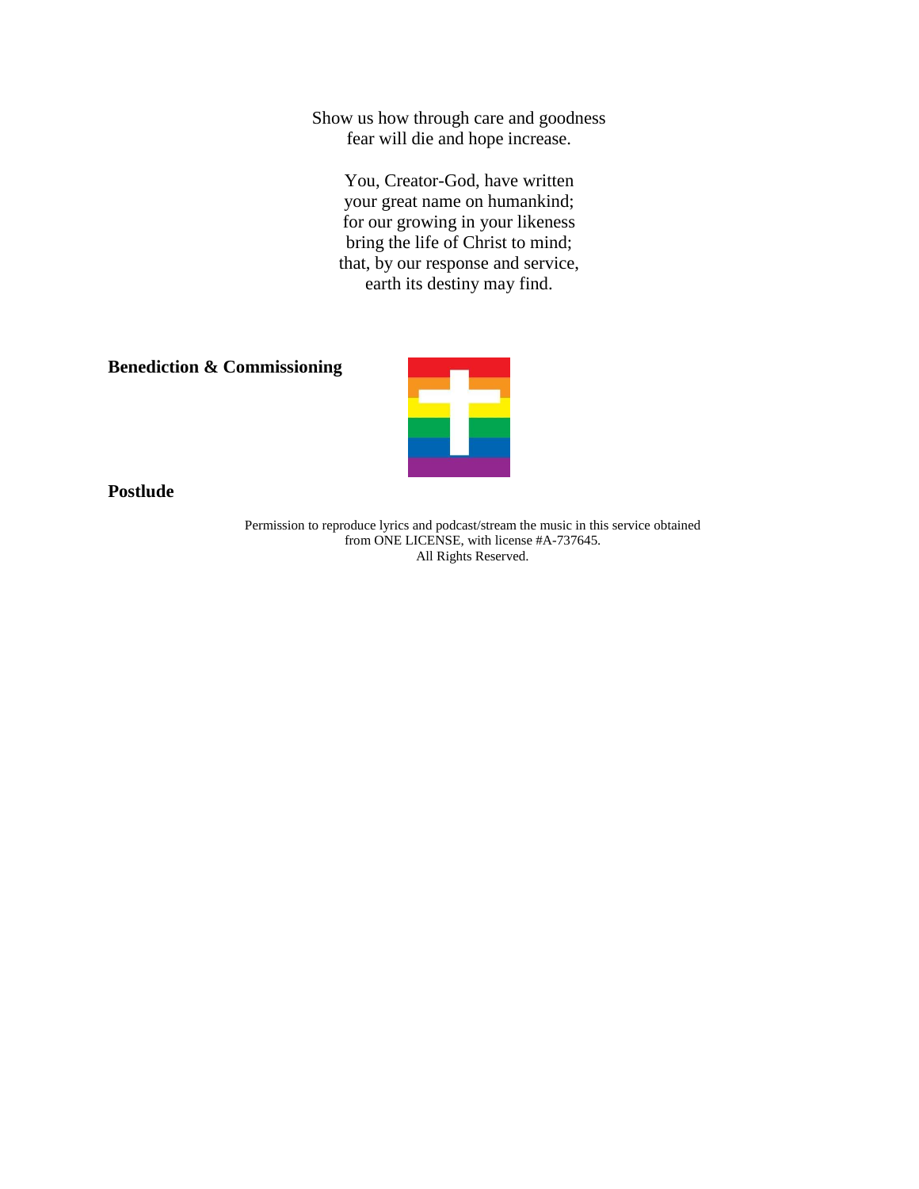Show us how through care and goodness
fear will die and hope increase.

You, Creator-God, have written
your great name on humankind;
for our growing in your likeness
bring the life of Christ to mind;
that, by our response and service,
earth its destiny may find.

**Benediction & Commissioning**

**Postlude**

Permission to reproduce lyrics and podcast/stream the music in this service obtained from ONE LICENSE, with license #A-737645.
All Rights Reserved.